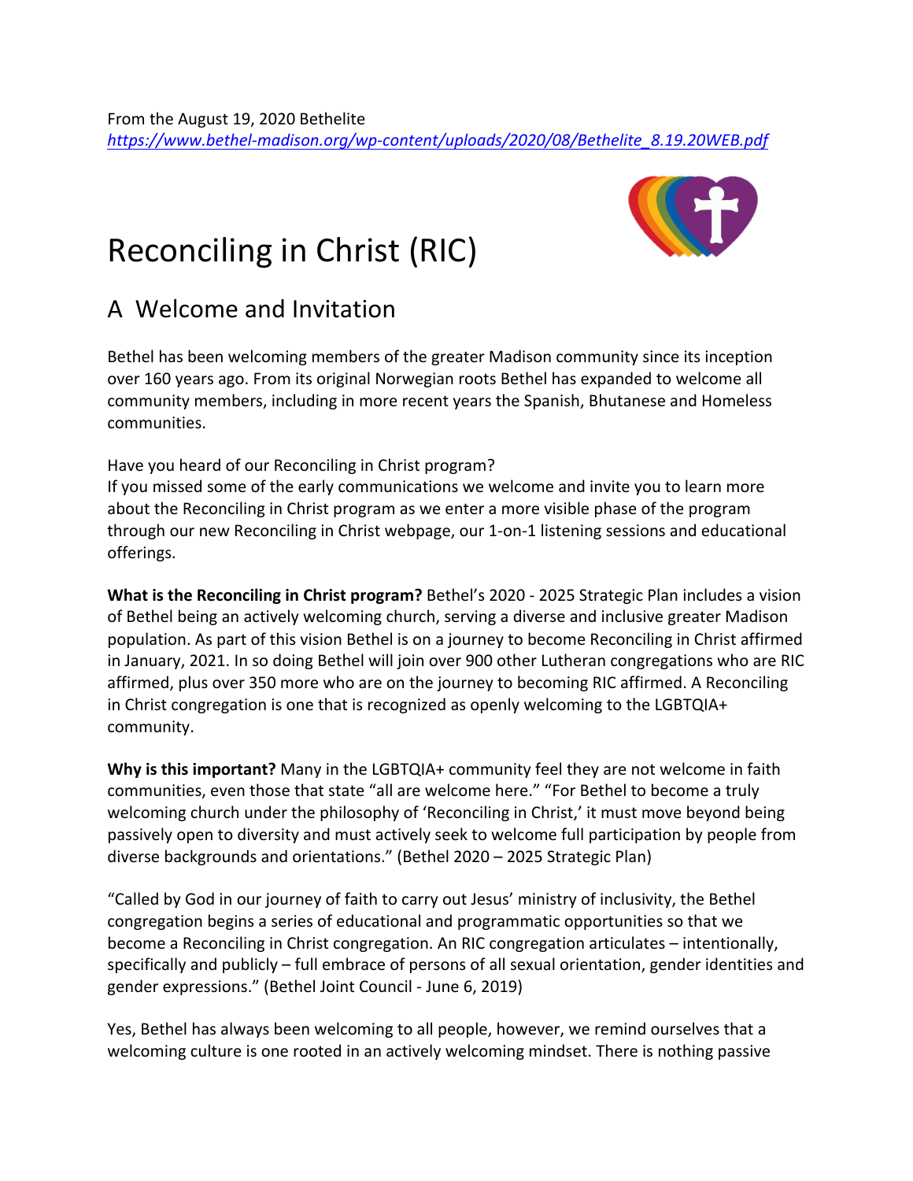From the August 19, 2020 Bethelite
*https://www.bethel-madison.org/wp-content/uploads/2020/08/Bethelite_8.19.20WEB.pdf*

# Reconciling in Christ (RIC)

## A Welcome and Invitation

Bethel has been welcoming members of the greater Madison community since its inception over 160 years ago. From its original Norwegian roots Bethel has expanded to welcome all community members, including in more recent years the Spanish, Bhutanese and Homeless communities.

Have you heard of our Reconciling in Christ program?
If you missed some of the early communications we welcome and invite you to learn more about the Reconciling in Christ program as we enter a more visible phase of the program through our new Reconciling in Christ webpage, our 1-on-1 listening sessions and educational offerings.

**What is the Reconciling in Christ program?** Bethel's 2020 - 2025 Strategic Plan includes a vision of Bethel being an actively welcoming church, serving a diverse and inclusive greater Madison population. As part of this vision Bethel is on a journey to become Reconciling in Christ affirmed in January, 2021. In so doing Bethel will join over 900 other Lutheran congregations who are RIC affirmed, plus over 350 more who are on the journey to becoming RIC affirmed. A Reconciling in Christ congregation is one that is recognized as openly welcoming to the LGBTQIA+ community.

**Why is this important?** Many in the LGBTQIA+ community feel they are not welcome in faith communities, even those that state "all are welcome here." "For Bethel to become a truly welcoming church under the philosophy of 'Reconciling in Christ,' it must move beyond being passively open to diversity and must actively seek to welcome full participation by people from diverse backgrounds and orientations." (Bethel 2020 – 2025 Strategic Plan)

"Called by God in our journey of faith to carry out Jesus' ministry of inclusivity, the Bethel congregation begins a series of educational and programmatic opportunities so that we become a Reconciling in Christ congregation. An RIC congregation articulates – intentionally, specifically and publicly – full embrace of persons of all sexual orientation, gender identities and gender expressions." (Bethel Joint Council - June 6, 2019)

Yes, Bethel has always been welcoming to all people, however, we remind ourselves that a welcoming culture is one rooted in an actively welcoming mindset. There is nothing passive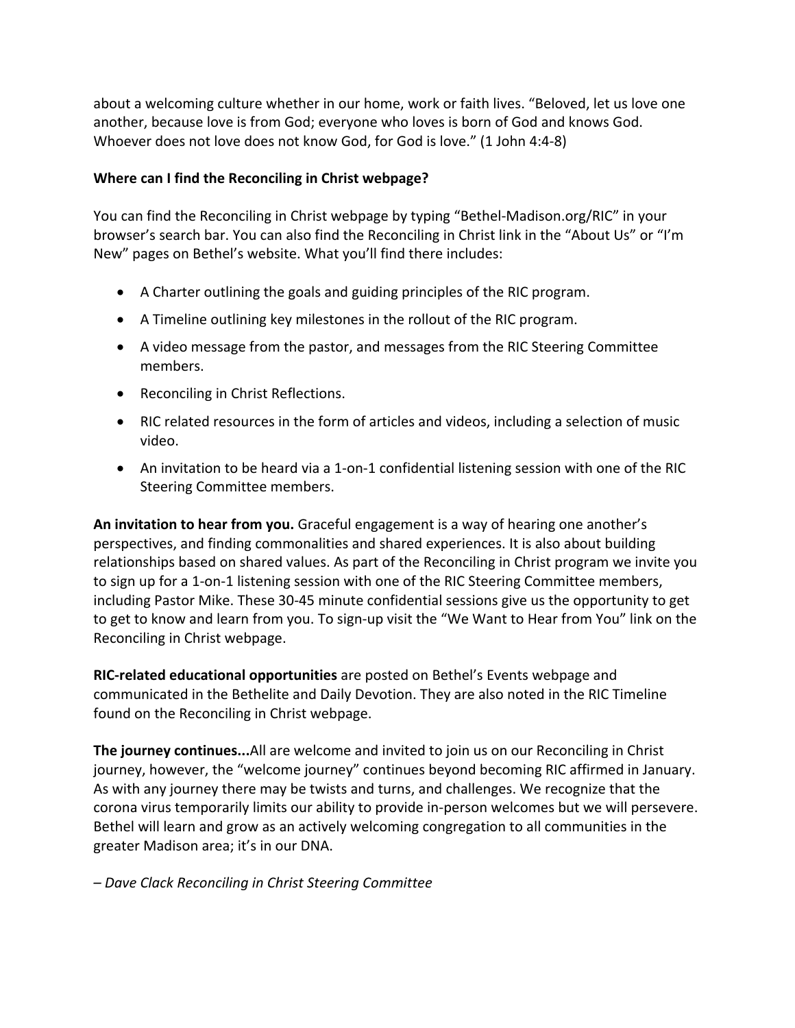about a welcoming culture whether in our home, work or faith lives. “Beloved, let us love one another, because love is from God; everyone who loves is born of God and knows God. Whoever does not love does not know God, for God is love.” (1 John 4:4-8)

**Where can I find the Reconciling in Christ webpage?**

You can find the Reconciling in Christ webpage by typing “Bethel-Madison.org/RIC” in your browser’s search bar. You can also find the Reconciling in Christ link in the “About Us” or “I’m New” pages on Bethel’s website. What you’ll find there includes:

- A Charter outlining the goals and guiding principles of the RIC program.
- A Timeline outlining key milestones in the rollout of the RIC program.
- A video message from the pastor, and messages from the RIC Steering Committee members.
- Reconciling in Christ Reflections.
- RIC related resources in the form of articles and videos, including a selection of music video.
- An invitation to be heard via a 1-on-1 confidential listening session with one of the RIC Steering Committee members.

**An invitation to hear from you.** Graceful engagement is a way of hearing one another’s perspectives, and finding commonalities and shared experiences. It is also about building relationships based on shared values. As part of the Reconciling in Christ program we invite you to sign up for a 1-on-1 listening session with one of the RIC Steering Committee members, including Pastor Mike. These 30-45 minute confidential sessions give us the opportunity to get to get to know and learn from you. To sign-up visit the “We Want to Hear from You” link on the Reconciling in Christ webpage.

**RIC-related educational opportunities** are posted on Bethel’s Events webpage and communicated in the Bethelite and Daily Devotion. They are also noted in the RIC Timeline found on the Reconciling in Christ webpage.

**The journey continues...**All are welcome and invited to join us on our Reconciling in Christ journey, however, the “welcome journey” continues beyond becoming RIC affirmed in January. As with any journey there may be twists and turns, and challenges. We recognize that the corona virus temporarily limits our ability to provide in-person welcomes but we will persevere. Bethel will learn and grow as an actively welcoming congregation to all communities in the greater Madison area; it’s in our DNA.

*– Dave Clack Reconciling in Christ Steering Committee*